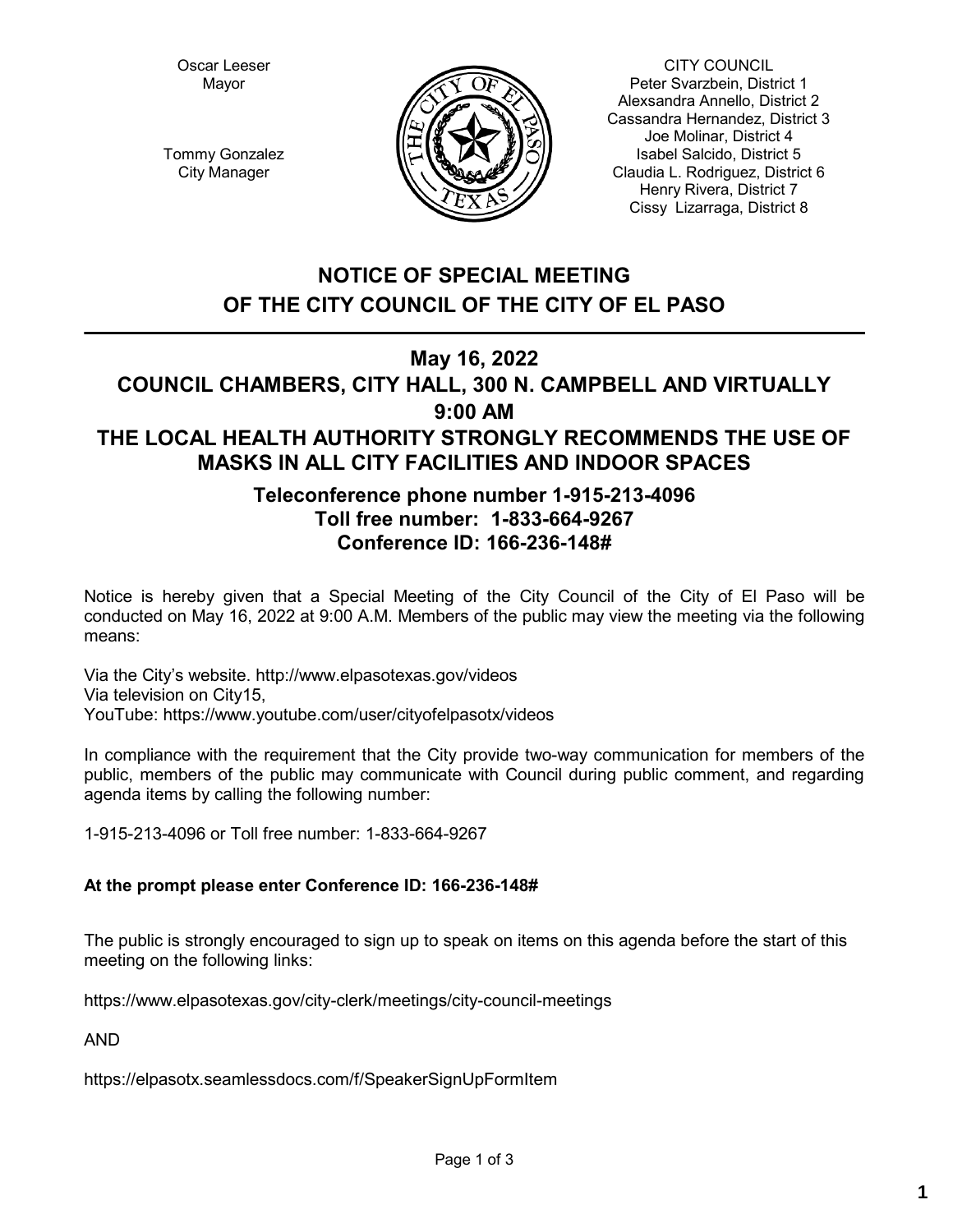Oscar Leeser
Mayor

Tommy Gonzalez
City Manager

CITY COUNCIL
Peter Svarzbein, District 1
Alexsandra Annello, District 2
Cassandra Hernandez, District 3
Joe Molinar, District 4
Isabel Salcido, District 5
Claudia L. Rodriguez, District 6
Henry Rivera, District 7
Cissy Lizarraga, District 8

# NOTICE OF SPECIAL MEETING OF THE CITY COUNCIL OF THE CITY OF EL PASO

## May 16, 2022
## COUNCIL CHAMBERS, CITY HALL, 300 N. CAMPBELL AND VIRTUALLY
## 9:00 AM
## THE LOCAL HEALTH AUTHORITY STRONGLY RECOMMENDS THE USE OF MASKS IN ALL CITY FACILITIES AND INDOOR SPACES

### Teleconference phone number 1-915-213-4096
### Toll free number: 1-833-664-9267
### Conference ID: 166-236-148#

Notice is hereby given that a Special Meeting of the City Council of the City of El Paso will be conducted on May 16, 2022 at 9:00 A.M. Members of the public may view the meeting via the following means:

Via the City's website. http://www.elpasotexas.gov/videos
Via television on City15,
YouTube: https://www.youtube.com/user/cityofelpasotx/videos

In compliance with the requirement that the City provide two-way communication for members of the public, members of the public may communicate with Council during public comment, and regarding agenda items by calling the following number:

1-915-213-4096 or Toll free number: 1-833-664-9267

**At the prompt please enter Conference ID: 166-236-148#**

The public is strongly encouraged to sign up to speak on items on this agenda before the start of this meeting on the following links:

https://www.elpasotexas.gov/city-clerk/meetings/city-council-meetings

AND

https://elpasotx.seamlessdocs.com/f/SpeakerSignUpFormItem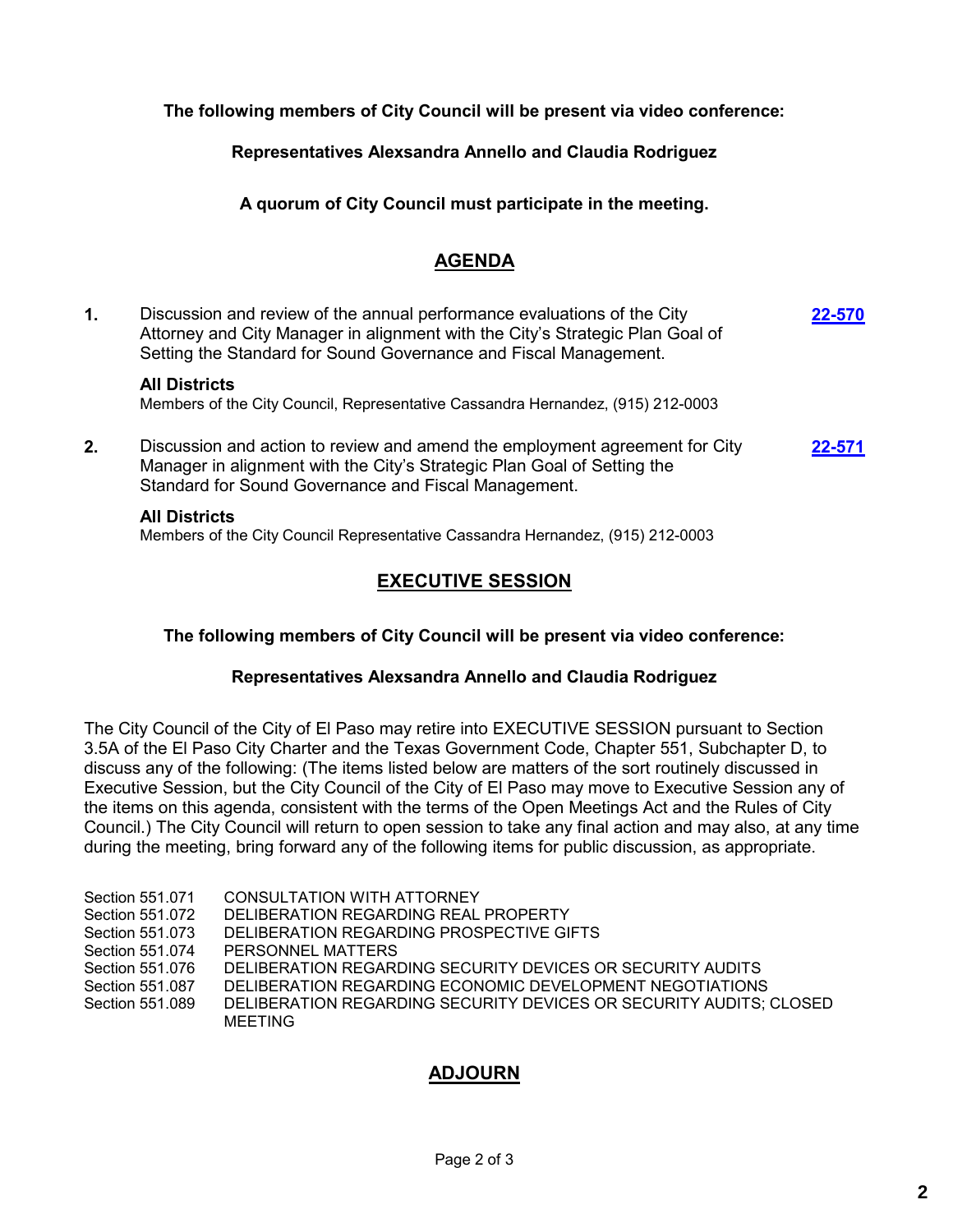**The following members of City Council will be present via video conference:**

**Representatives Alexsandra Annello and Claudia Rodriguez**

**A quorum of City Council must participate in the meeting.**

## AGENDA

**1.** Discussion and review of the annual performance evaluations of the City Attorney and City Manager in alignment with the City's Strategic Plan Goal of Setting the Standard for Sound Governance and Fiscal Management. **22-570**

**All Districts**
Members of the City Council, Representative Cassandra Hernandez, (915) 212-0003

**2.** Discussion and action to review and amend the employment agreement for City Manager in alignment with the City's Strategic Plan Goal of Setting the Standard for Sound Governance and Fiscal Management. **22-571**

**All Districts**
Members of the City Council Representative Cassandra Hernandez, (915) 212-0003

## EXECUTIVE SESSION

**The following members of City Council will be present via video conference:**

**Representatives Alexsandra Annello and Claudia Rodriguez**

The City Council of the City of El Paso may retire into EXECUTIVE SESSION pursuant to Section 3.5A of the El Paso City Charter and the Texas Government Code, Chapter 551, Subchapter D, to discuss any of the following: (The items listed below are matters of the sort routinely discussed in Executive Session, but the City Council of the City of El Paso may move to Executive Session any of the items on this agenda, consistent with the terms of the Open Meetings Act and the Rules of City Council.) The City Council will return to open session to take any final action and may also, at any time during the meeting, bring forward any of the following items for public discussion, as appropriate.

| | |
|---|---|
| Section 551.071 | CONSULTATION WITH ATTORNEY |
| Section 551.072 | DELIBERATION REGARDING REAL PROPERTY |
| Section 551.073 | DELIBERATION REGARDING PROSPECTIVE GIFTS |
| Section 551.074 | PERSONNEL MATTERS |
| Section 551.076 | DELIBERATION REGARDING SECURITY DEVICES OR SECURITY AUDITS |
| Section 551.087 | DELIBERATION REGARDING ECONOMIC DEVELOPMENT NEGOTIATIONS |
| Section 551.089 | DELIBERATION REGARDING SECURITY DEVICES OR SECURITY AUDITS; CLOSED MEETING |

## ADJOURN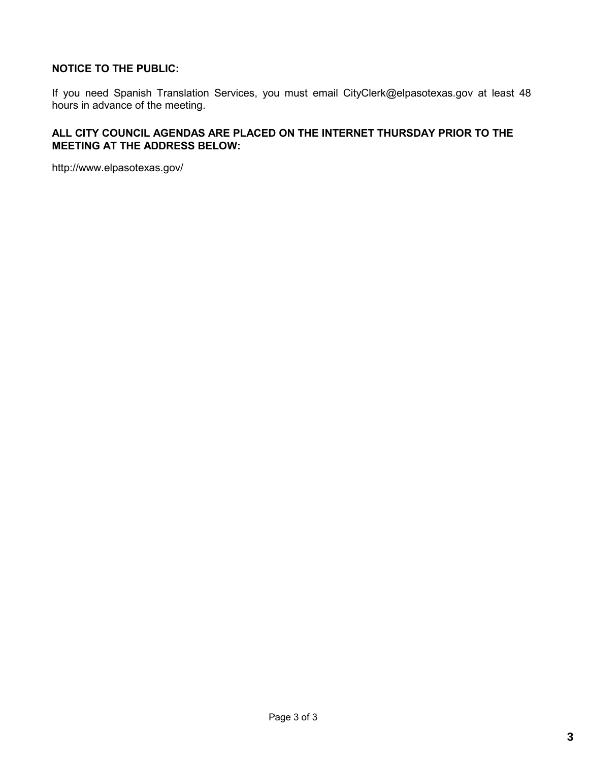**NOTICE TO THE PUBLIC:**

If you need Spanish Translation Services, you must email CityClerk@elpasotexas.gov at least 48 hours in advance of the meeting.

**ALL CITY COUNCIL AGENDAS ARE PLACED ON THE INTERNET THURSDAY PRIOR TO THE MEETING AT THE ADDRESS BELOW:**

http://www.elpasotexas.gov/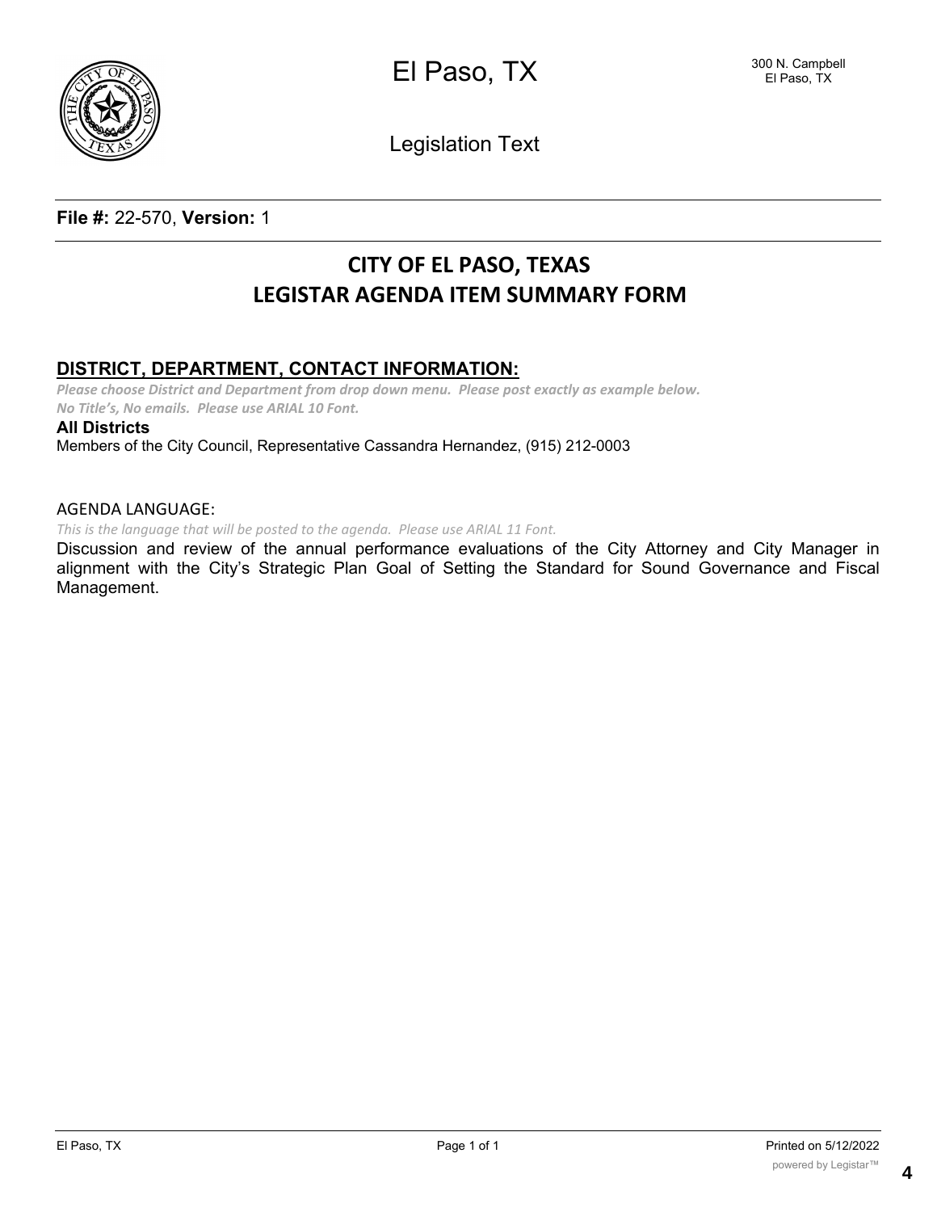El Paso, TX

300 N. Campbell
El Paso, TX

Legislation Text

**File #:** 22-570, **Version:** 1

# CITY OF EL PASO, TEXAS
# LEGISTAR AGENDA ITEM SUMMARY FORM

## DISTRICT, DEPARTMENT, CONTACT INFORMATION:

*Please choose District and Department from drop down menu. Please post exactly as example below. No Title's, No emails. Please use ARIAL 10 Font.*

**All Districts**
Members of the City Council, Representative Cassandra Hernandez, (915) 212-0003

AGENDA LANGUAGE:

*This is the language that will be posted to the agenda. Please use ARIAL 11 Font.*

Discussion and review of the annual performance evaluations of the City Attorney and City Manager in alignment with the City's Strategic Plan Goal of Setting the Standard for Sound Governance and Fiscal Management.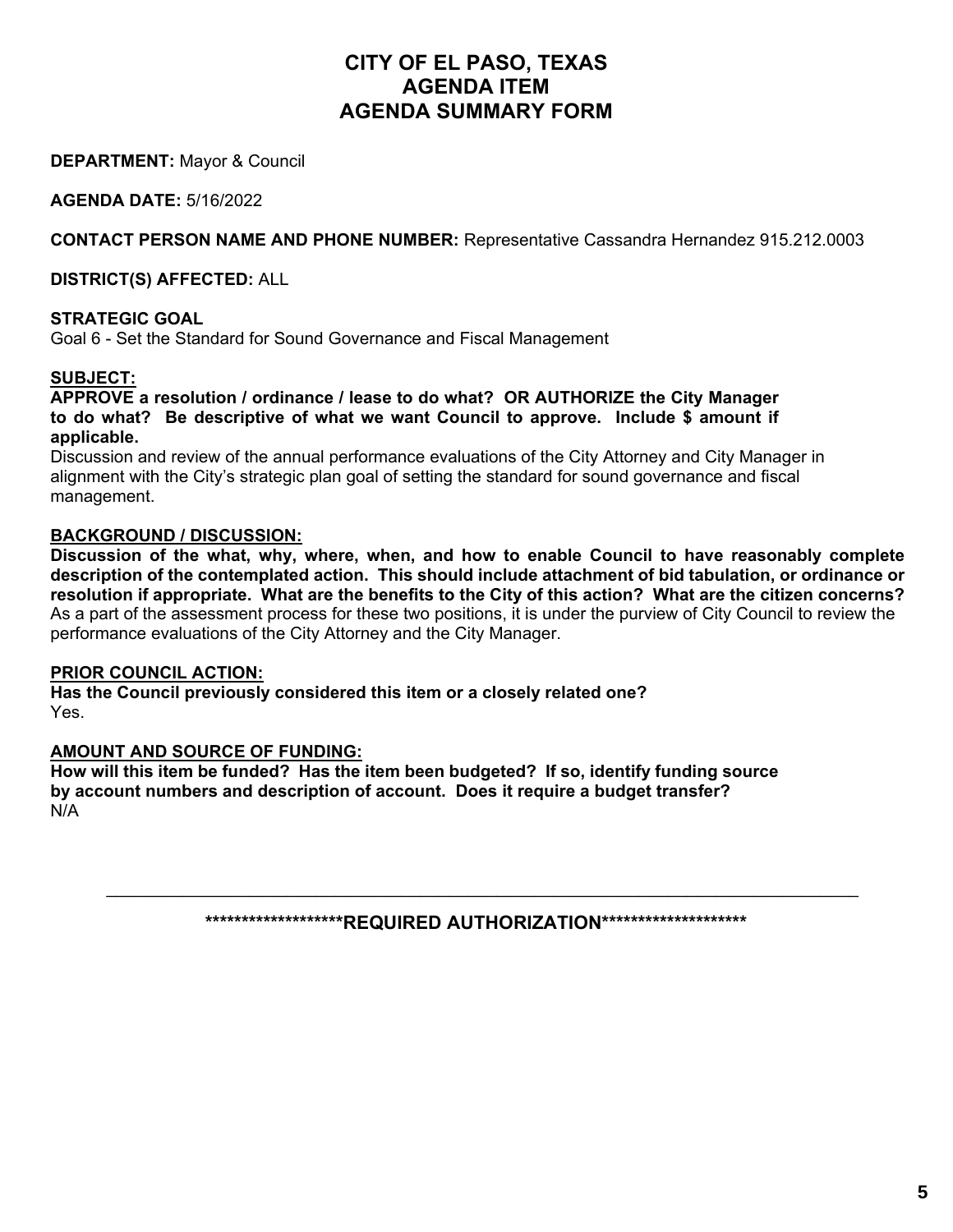# CITY OF EL PASO, TEXAS
# AGENDA ITEM
# AGENDA SUMMARY FORM

**DEPARTMENT:** Mayor & Council

**AGENDA DATE:** 5/16/2022

**CONTACT PERSON NAME AND PHONE NUMBER:** Representative Cassandra Hernandez 915.212.0003

**DISTRICT(S) AFFECTED:** ALL

**STRATEGIC GOAL**
Goal 6 - Set the Standard for Sound Governance and Fiscal Management

**SUBJECT:**
**APPROVE a resolution / ordinance / lease to do what? OR AUTHORIZE the City Manager to do what? Be descriptive of what we want Council to approve. Include $ amount if applicable.**
Discussion and review of the annual performance evaluations of the City Attorney and City Manager in alignment with the City's strategic plan goal of setting the standard for sound governance and fiscal management.

**BACKGROUND / DISCUSSION:**
**Discussion of the what, why, where, when, and how to enable Council to have reasonably complete description of the contemplated action. This should include attachment of bid tabulation, or ordinance or resolution if appropriate. What are the benefits to the City of this action? What are the citizen concerns?**
As a part of the assessment process for these two positions, it is under the purview of City Council to review the performance evaluations of the City Attorney and the City Manager.

**PRIOR COUNCIL ACTION:**
**Has the Council previously considered this item or a closely related one?**
Yes.

**AMOUNT AND SOURCE OF FUNDING:**
**How will this item be funded? Has the item been budgeted? If so, identify funding source by account numbers and description of account. Does it require a budget transfer?**
N/A

---

**\*\*\*\*\*\*\*\*\*\*\*\*\*\*\*\*\*\*\*REQUIRED AUTHORIZATION\*\*\*\*\*\*\*\*\*\*\*\*\*\*\*\*\*\*\*\***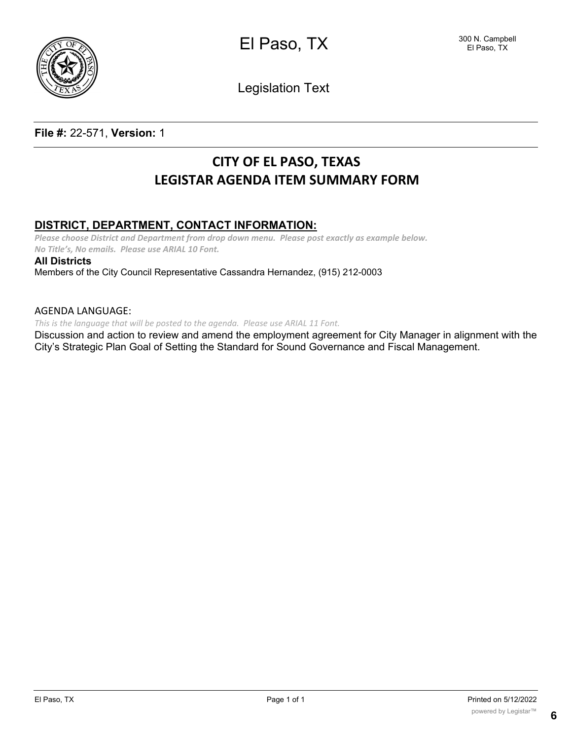El Paso, TX

300 N. Campbell
El Paso, TX

Legislation Text

**File #:** 22-571, **Version:** 1

# CITY OF EL PASO, TEXAS
# LEGISTAR AGENDA ITEM SUMMARY FORM

## DISTRICT, DEPARTMENT, CONTACT INFORMATION:

*Please choose District and Department from drop down menu. Please post exactly as example below. No Title's, No emails. Please use ARIAL 10 Font.*

**All Districts**
Members of the City Council Representative Cassandra Hernandez, (915) 212-0003

AGENDA LANGUAGE:

*This is the language that will be posted to the agenda. Please use ARIAL 11 Font.*

Discussion and action to review and amend the employment agreement for City Manager in alignment with the City's Strategic Plan Goal of Setting the Standard for Sound Governance and Fiscal Management.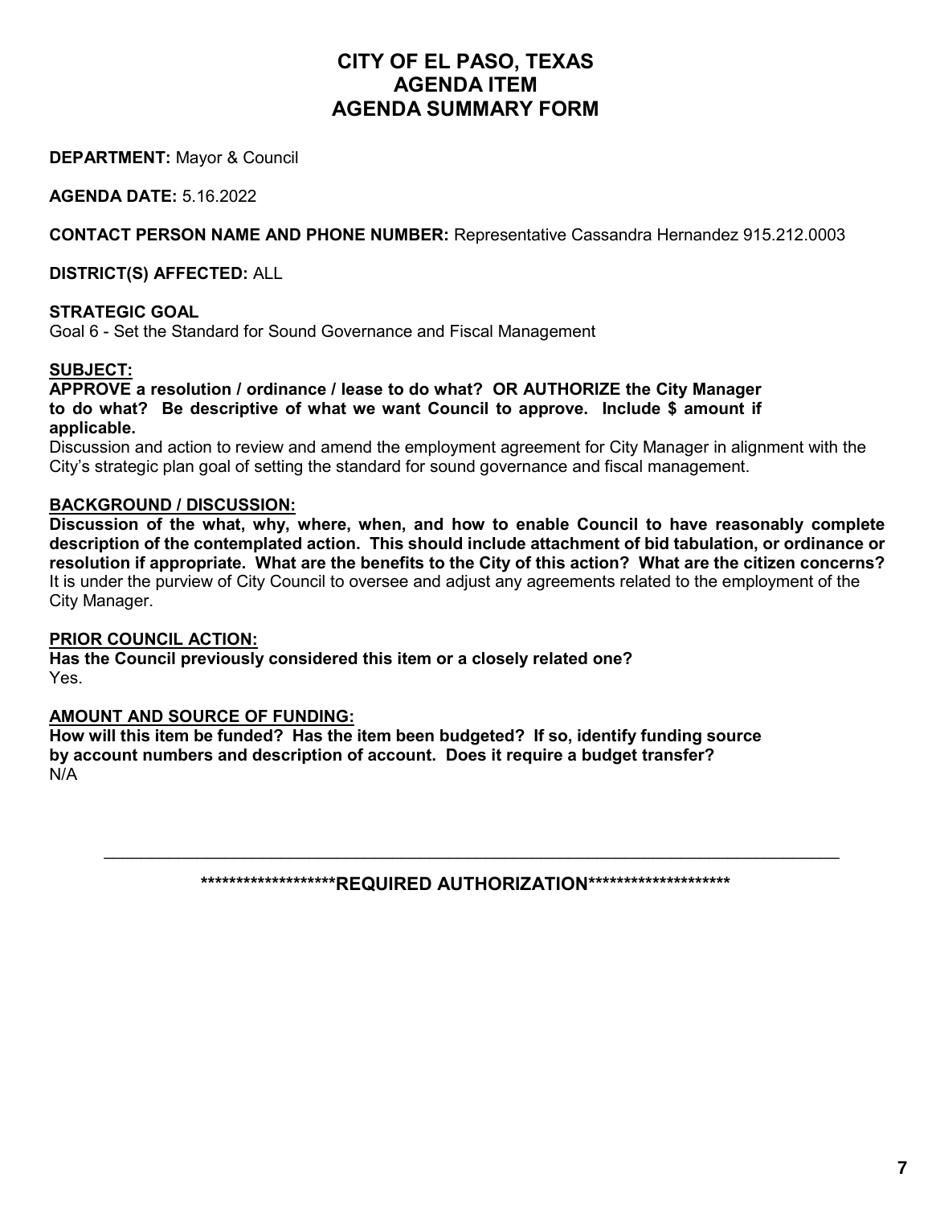# CITY OF EL PASO, TEXAS
# AGENDA ITEM
# AGENDA SUMMARY FORM

**DEPARTMENT:** Mayor & Council

**AGENDA DATE:** 5.16.2022

**CONTACT PERSON NAME AND PHONE NUMBER:** Representative Cassandra Hernandez 915.212.0003

**DISTRICT(S) AFFECTED:** ALL

**STRATEGIC GOAL**
Goal 6 - Set the Standard for Sound Governance and Fiscal Management

**SUBJECT:**

**APPROVE a resolution / ordinance / lease to do what? OR AUTHORIZE the City Manager to do what? Be descriptive of what we want Council to approve. Include $ amount if applicable.**

Discussion and action to review and amend the employment agreement for City Manager in alignment with the City's strategic plan goal of setting the standard for sound governance and fiscal management.

**BACKGROUND / DISCUSSION:**

**Discussion of the what, why, where, when, and how to enable Council to have reasonably complete description of the contemplated action. This should include attachment of bid tabulation, or ordinance or resolution if appropriate. What are the benefits to the City of this action? What are the citizen concerns?**

It is under the purview of City Council to oversee and adjust any agreements related to the employment of the City Manager.

**PRIOR COUNCIL ACTION:**

**Has the Council previously considered this item or a closely related one?**

Yes.

**AMOUNT AND SOURCE OF FUNDING:**

**How will this item be funded? Has the item been budgeted? If so, identify funding source by account numbers and description of account. Does it require a budget transfer?**

N/A

---

**\*\*\*\*\*\*\*\*\*\*\*\*\*\*\*\*\*\*\*REQUIRED AUTHORIZATION\*\*\*\*\*\*\*\*\*\*\*\*\*\*\*\*\*\*\*\***